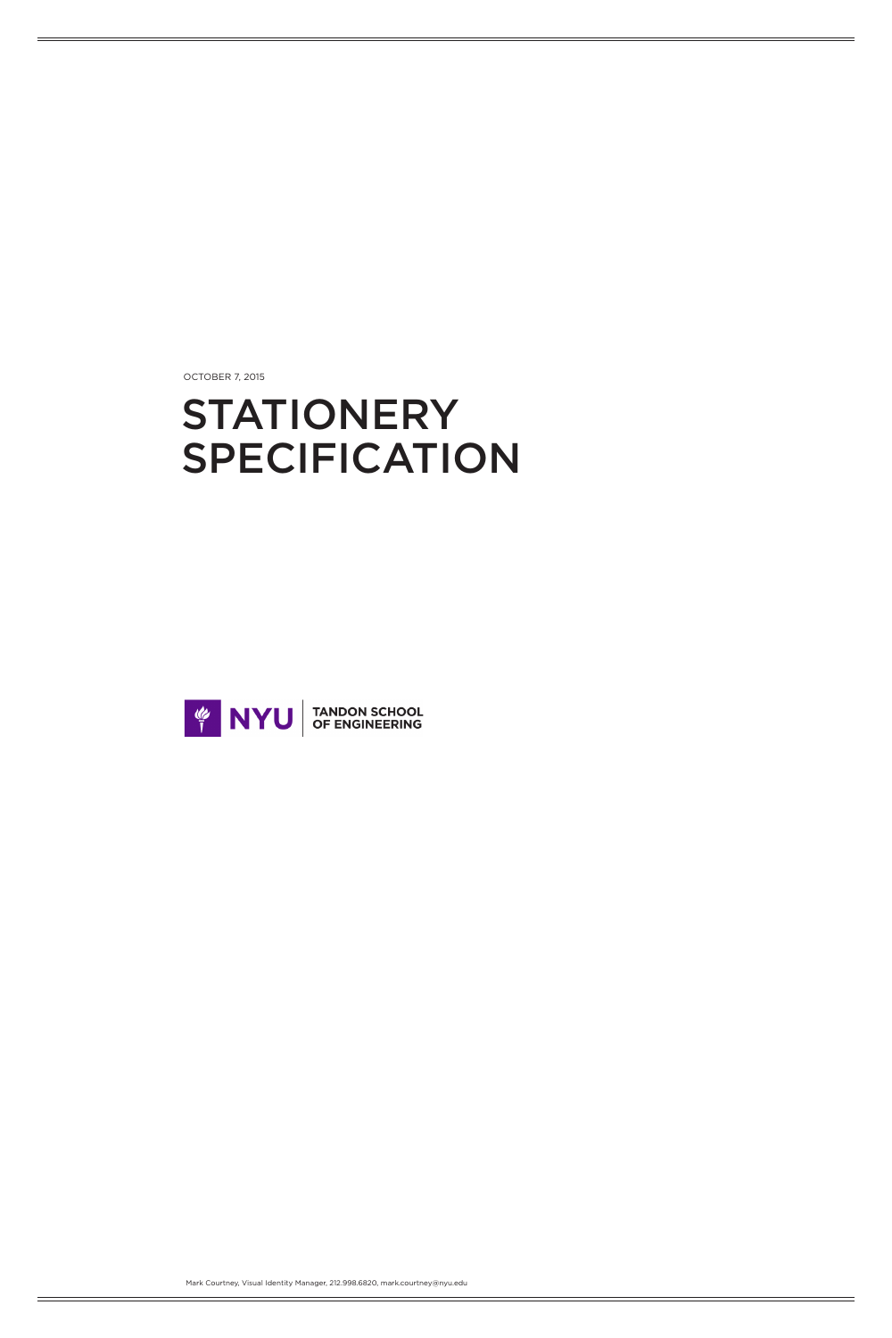OCTOBER 7, 2015

# STATIONERY SPECIFICATION

NYU | TANDON SCHOOL OF ENGINEERING

Mark Courtney, Visual Identity Manager, 212.998.6820, mark.courtney@nyu.edu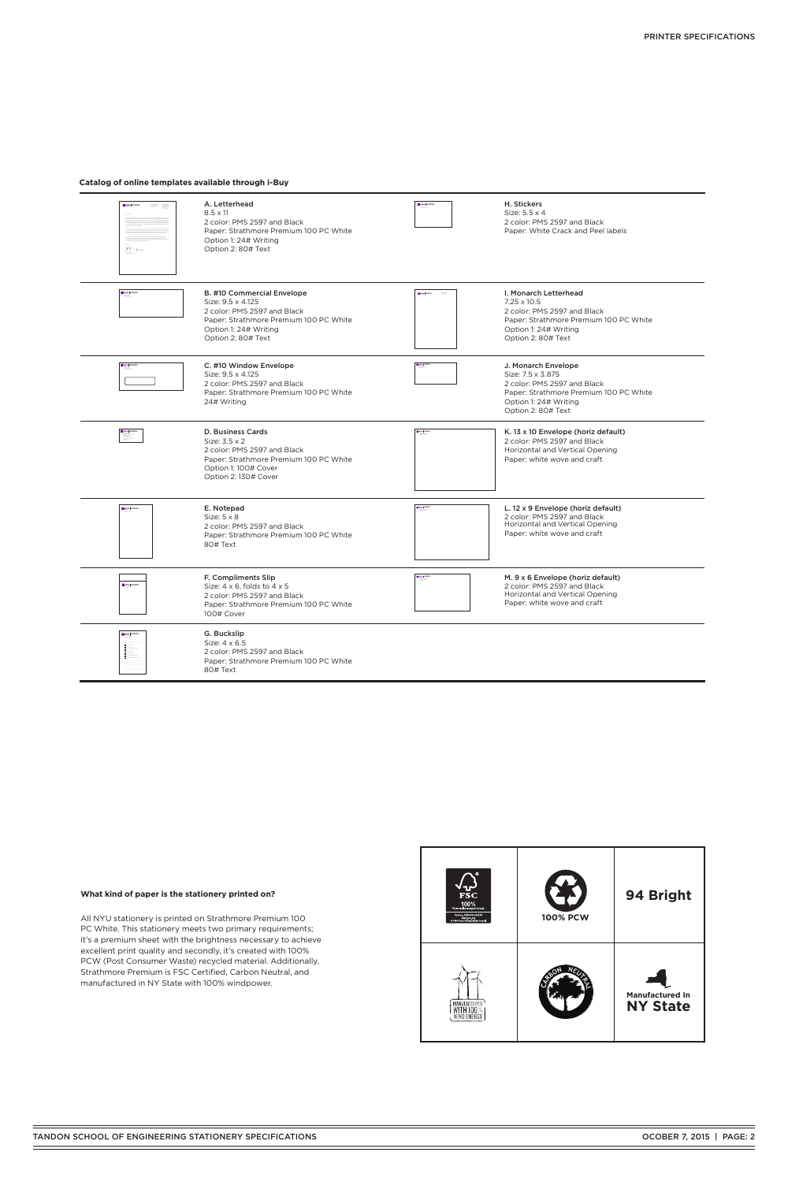**Catalog of online templates available through i-Buy**

A. Letterhead
8.5 x 11
2 color: PMS 2597 and Black
Paper: Strathmore Premium 100 PC White
Option 1: 24# Writing
Option 2: 80# Text

B. #10 Commercial Envelope
Size: 9.5 x 4.125
2 color: PMS 2597 and Black
Paper: Strathmore Premium 100 PC White
Option 1: 24# Writing
Option 2: 80# Text

C. #10 Window Envelope
Size: 9.5 x 4.125
2 color: PMS 2597 and Black
Paper: Strathmore Premium 100 PC White
24# Writing

D. Business Cards
Size: 3.5 x 2
2 color: PMS 2597 and Black
Paper: Strathmore Premium 100 PC White
Option 1: 100# Cover
Option 2: 130# Cover

E. Notepad
Size: 5 x 8
2 color: PMS 2597 and Black
Paper: Strathmore Premium 100 PC White
80# Text

F. Compliments Slip
Size: 4 x 6, folds to 4 x 5
2 color: PMS 2597 and Black
Paper: Strathmore Premium 100 PC White
100# Cover

G. Buckslip
Size: 4 x 6.5
2 color: PMS 2597 and Black
Paper: Strathmore Premium 100 PC White
80# Text

H. Stickers
Size: 5.5 x 4
2 color: PMS 2597 and Black
Paper: White Crack and Peel labels

I. Monarch Letterhead
7.25 x 10.5
2 color: PMS 2597 and Black
Paper: Strathmore Premium 100 PC White
Option 1: 24# Writing
Option 2: 80# Text

J. Monarch Envelope
Size: 7.5 x 3.875
2 color: PMS 2597 and Black
Paper: Strathmore Premium 100 PC White
Option 1: 24# Writing
Option 2: 80# Text

K. 13 x 10 Envelope (horiz default)
2 color: PMS 2597 and Black
Horizontal and Vertical Opening
Paper: white wove and craft

L. 12 x 9 Envelope (horiz default)
2 color: PMS 2597 and Black
Horizontal and Vertical Opening
Paper: white wove and craft

M. 9 x 6 Envelope (horiz default)
2 color: PMS 2597 and Black
Horizontal and Vertical Opening
Paper: white wove and craft

**What kind of paper is the stationery printed on?**

All NYU stationery is printed on Strathmore Premium 100 PC White. This stationery meets two primary requirements; it's a premium sheet with the brightness necessary to achieve excellent print quality and secondly, it's created with 100% PCW (Post Consumer Waste) recycled material. Additionally, Strathmore Premium is FSC Certified, Carbon Neutral, and manufactured in NY State with 100% windpower.

| FSC 100% | 100% PCW | 94 Bright |
|---|---|---|
| Manufactured with 100% Wind Energy | Carbon Neutral | Manufactured In NY State |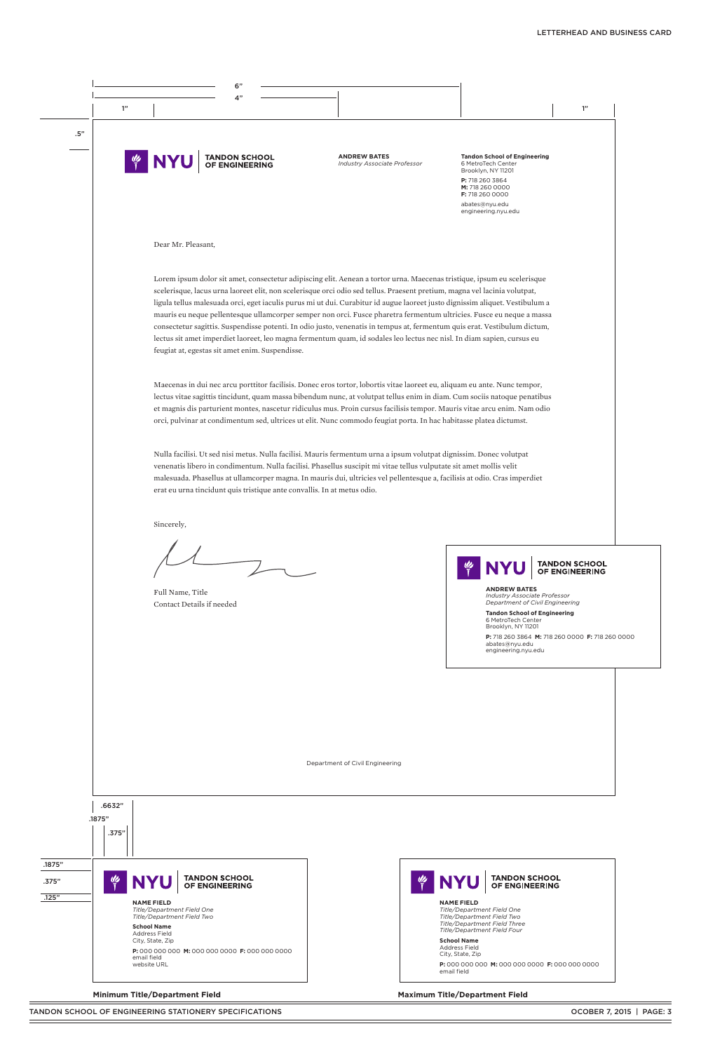# LETTERHEAD AND BUSINESS CARD

6"

4"

1" 1"

.5"

NYU | TANDON SCHOOL OF ENGINEERING

**ANDREW BATES**
*Industry Associate Professor*

**Tandon School of Engineering**
6 MetroTech Center
Brooklyn, NY 11201

**P:** 718 260 3864
**M:** 718 260 0000
**F:** 718 260 0000

abates@nyu.edu
engineering.nyu.edu

Dear Mr. Pleasant,

Lorem ipsum dolor sit amet, consectetur adipiscing elit. Aenean a tortor urna. Maecenas tristique, ipsum eu scelerisque scelerisque, lacus urna laoreet elit, non scelerisque orci odio sed tellus. Praesent pretium, magna vel lacinia volutpat, ligula tellus malesuada orci, eget iaculis purus mi ut dui. Curabitur id augue laoreet justo dignissim aliquet. Vestibulum a mauris eu neque pellentesque ullamcorper semper non orci. Fusce pharetra fermentum ultricies. Fusce eu neque a massa consectetur sagittis. Suspendisse potenti. In odio justo, venenatis in tempus at, fermentum quis erat. Vestibulum dictum, lectus sit amet imperdiet laoreet, leo magna fermentum quam, id sodales leo lectus nec nisl. In diam sapien, cursus eu feugiat at, egestas sit amet enim. Suspendisse.

Maecenas in dui nec arcu porttitor facilisis. Donec eros tortor, lobortis vitae laoreet eu, aliquam eu ante. Nunc tempor, lectus vitae sagittis tincidunt, quam massa bibendum nunc, at volutpat tellus enim in diam. Cum sociis natoque penatibus et magnis dis parturient montes, nascetur ridiculus mus. Proin cursus facilisis tempor. Mauris vitae arcu enim. Nam odio orci, pulvinar at condimentum sed, ultrices ut elit. Nunc commodo feugiat porta. In hac habitasse platea dictumst.

Nulla facilisi. Ut sed nisi metus. Nulla facilisi. Mauris fermentum urna a ipsum volutpat dignissim. Donec volutpat venenatis libero in condimentum. Nulla facilisi. Phasellus suscipit mi vitae tellus vulputate sit amet mollis velit malesuada. Phasellus at ullamcorper magna. In mauris dui, ultricies vel pellentesque a, facilisis at odio. Cras imperdiet erat eu urna tincidunt quis tristique ante convallis. In at metus odio.

Sincerely,

Full Name, Title
Contact Details if needed

Department of Civil Engineering

NYU | TANDON SCHOOL OF ENGINEERING

**ANDREW BATES**
*Industry Associate Professor*
*Department of Civil Engineering*

**Tandon School of Engineering**
6 MetroTech Center
Brooklyn, NY 11201

**P:** 718 260 3864 **M:** 718 260 0000 **F:** 718 260 0000
abates@nyu.edu
engineering.nyu.edu

.6632"

.1875"

.375"

.1875"

.375"

.125"

NYU | TANDON SCHOOL OF ENGINEERING

**NAME FIELD**
*Title/Department Field One*
*Title/Department Field Two*

**School Name**
Address Field
City, State, Zip

**P:** 000 000 000 **M:** 000 000 0000 **F:** 000 000 0000
email field
website URL

**Minimum Title/Department Field**

NYU | TANDON SCHOOL OF ENGINEERING

**NAME FIELD**
*Title/Department Field One*
*Title/Department Field Two*
*Title/Department Field Three*
*Title/Department Field Four*

**School Name**
Address Field
City, State, Zip

**P:** 000 000 000 **M:** 000 000 0000 **F:** 000 000 0000
email field

**Maximum Title/Department Field**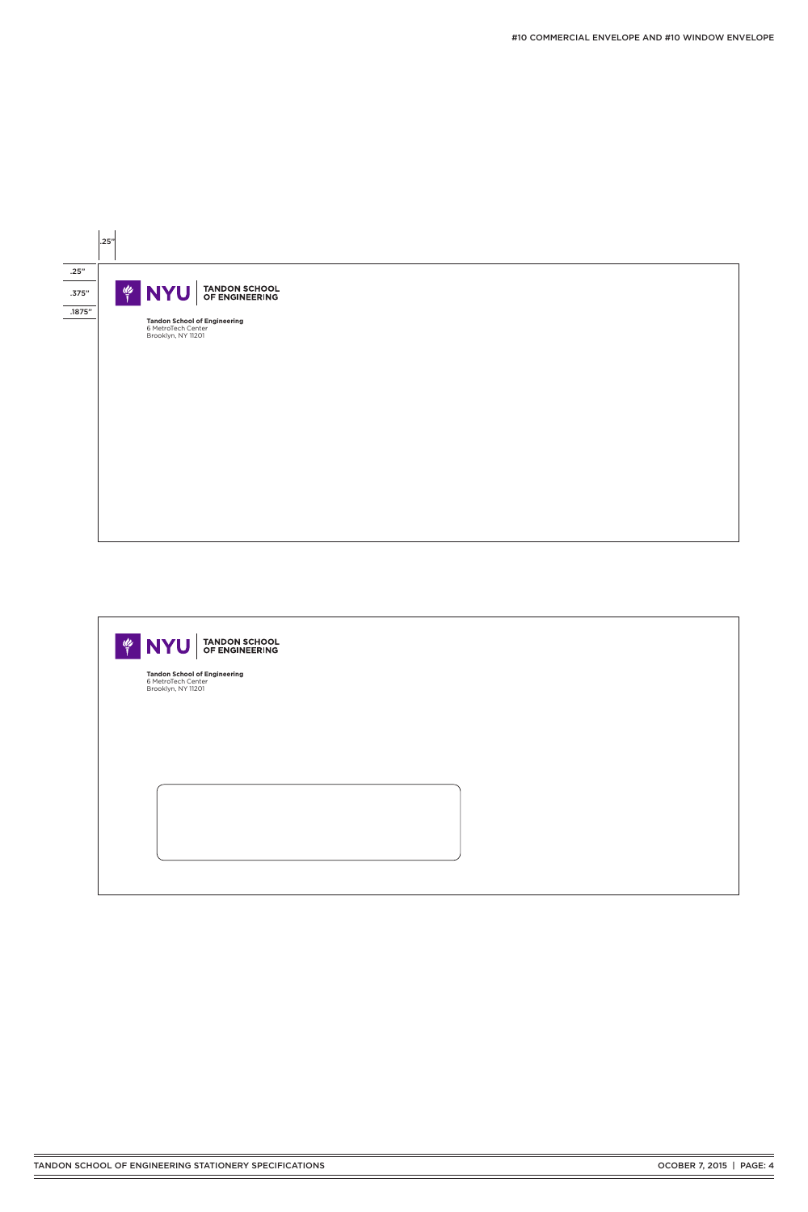## #10 COMMERCIAL ENVELOPE AND #10 WINDOW ENVELOPE

.25"

.25"

.375"

.1875"

NYU | TANDON SCHOOL OF ENGINEERING

**Tandon School of Engineering**
6 MetroTech Center
Brooklyn, NY 11201

NYU | TANDON SCHOOL OF ENGINEERING

**Tandon School of Engineering**
6 MetroTech Center
Brooklyn, NY 11201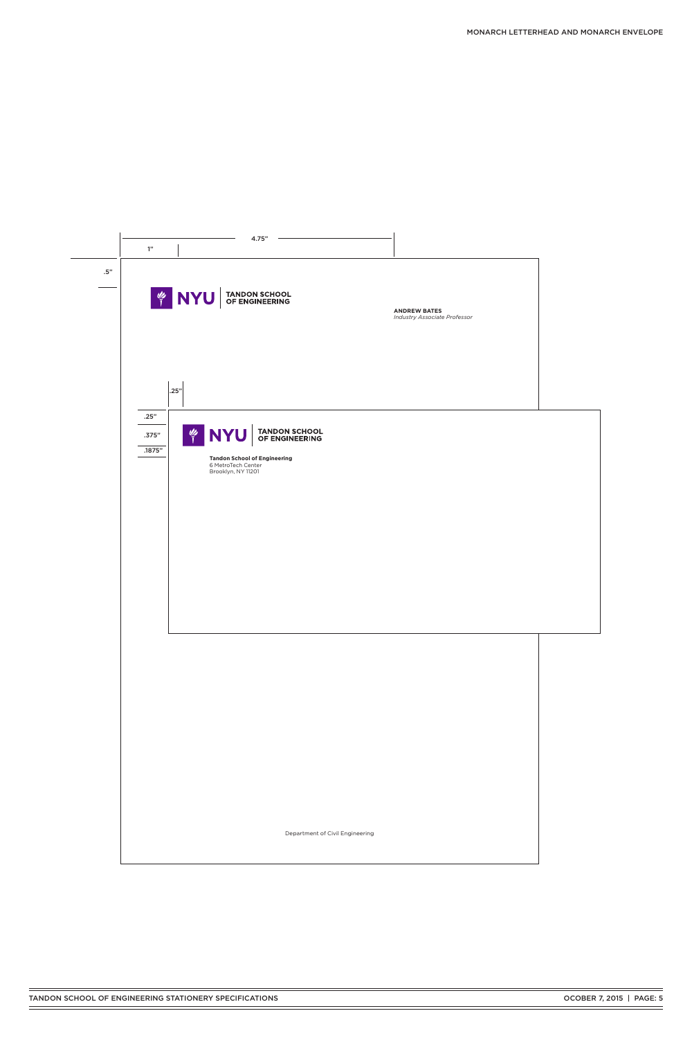MONARCH LETTERHEAD AND MONARCH ENVELOPE

4.75"

1"

.5"

NYU | TANDON SCHOOL OF ENGINEERING

**ANDREW BATES**
*Industry Associate Professor*

.25"

.25"

.375"

.1875"

NYU | TANDON SCHOOL OF ENGINEERING

**Tandon School of Engineering**
6 MetroTech Center
Brooklyn, NY 11201

Department of Civil Engineering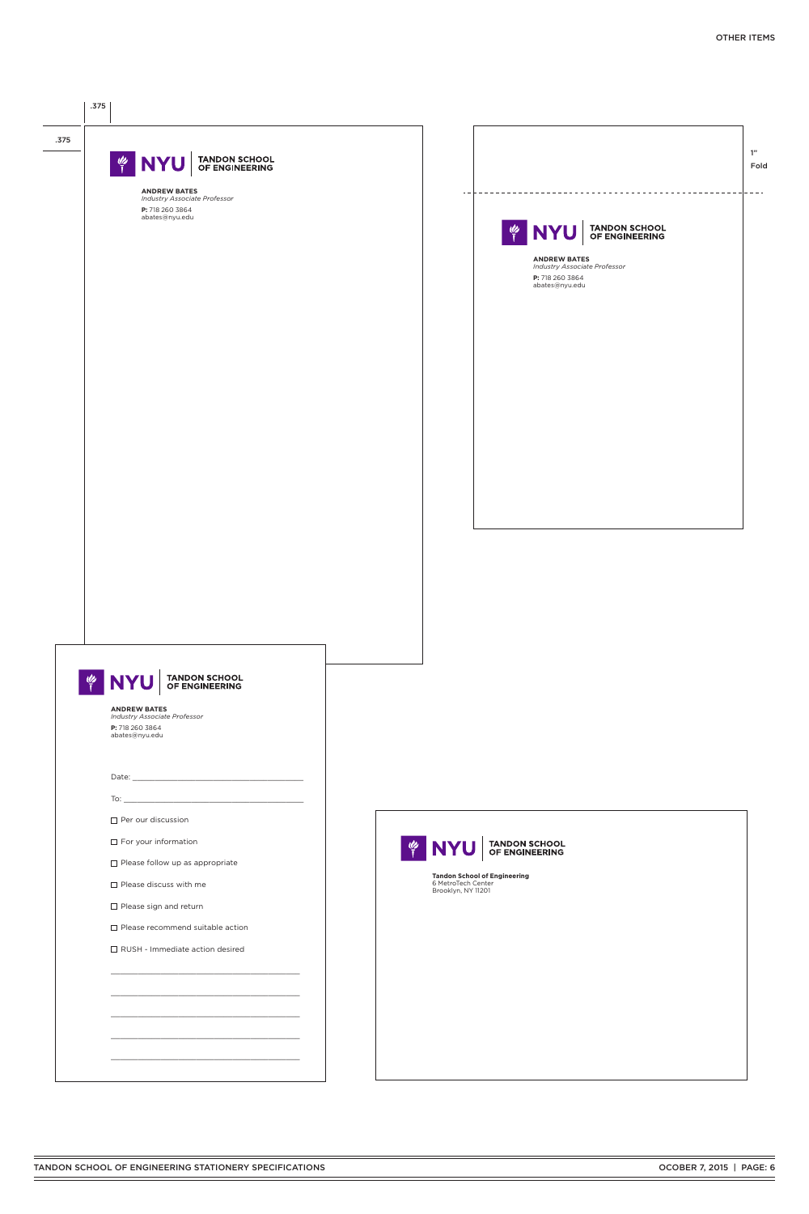OTHER ITEMS

.375

.375

NYU | TANDON SCHOOL OF ENGINEERING

**ANDREW BATES**
*Industry Associate Professor*
**P:** 718 260 3864
abates@nyu.edu

1"
Fold

NYU | TANDON SCHOOL OF ENGINEERING

**ANDREW BATES**
*Industry Associate Professor*
**P:** 718 260 3864
abates@nyu.edu

NYU | TANDON SCHOOL OF ENGINEERING

**ANDREW BATES**
*Industry Associate Professor*
**P:** 718 260 3864
abates@nyu.edu

Date: ________________________________________

To: ________________________________________

- ☐ Per our discussion
- ☐ For your information
- ☐ Please follow up as appropriate
- ☐ Please discuss with me
- ☐ Please sign and return
- ☐ Please recommend suitable action
- ☐ RUSH - Immediate action desired

________________________________________

________________________________________

________________________________________

________________________________________

________________________________________

NYU | TANDON SCHOOL OF ENGINEERING

**Tandon School of Engineering**
6 MetroTech Center
Brooklyn, NY 11201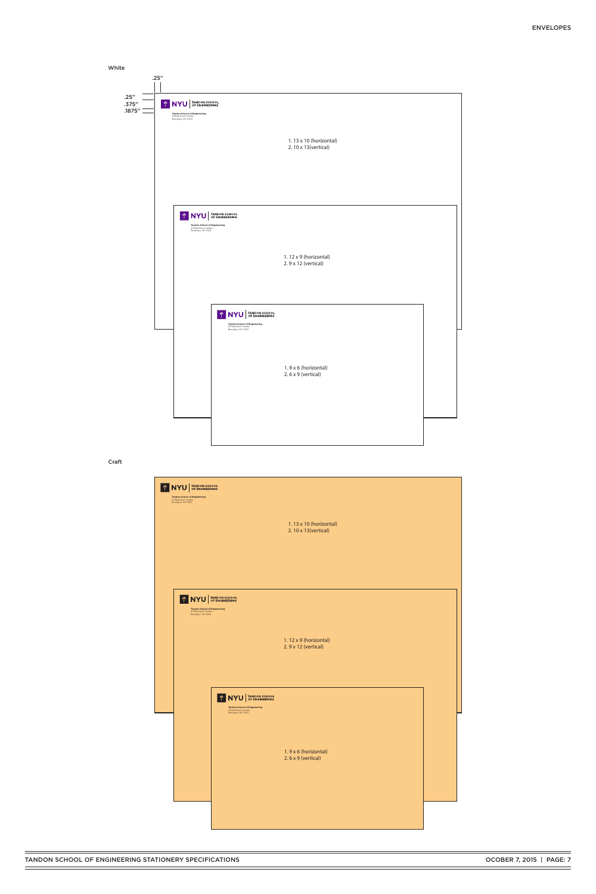ENVELOPES

White

.25"

.25"
.375"
.1875"

NYU | TANDON SCHOOL OF ENGINEERING

Tandon School of Engineering
6 MetroTech Center
Brooklyn, NY 11201

1. 13 x 10 (horizontal)
2. 10 x 13(vertical)

NYU | TANDON SCHOOL OF ENGINEERING

Tandon School of Engineering
6 MetroTech Center
Brooklyn, NY 11201

1. 12 x 9 (horizontal)
2. 9 x 12 (vertical)

NYU | TANDON SCHOOL OF ENGINEERING

Tandon School of Engineering
6 MetroTech Center
Brooklyn, NY 11201

1. 9 x 6 (horizontal)
2. 6 x 9 (vertical)

Craft

NYU | TANDON SCHOOL OF ENGINEERING

Tandon School of Engineering
6 MetroTech Center
Brooklyn, NY 11201

1. 13 x 10 (horizontal)
2. 10 x 13(vertical)

NYU | TANDON SCHOOL OF ENGINEERING

Tandon School of Engineering
6 MetroTech Center
Brooklyn, NY 11201

1. 12 x 9 (horizontal)
2. 9 x 12 (vertical)

NYU | TANDON SCHOOL OF ENGINEERING

Tandon School of Engineering
6 MetroTech Center
Brooklyn, NY 11201

1. 9 x 6 (horizontal)
2. 6 x 9 (vertical)